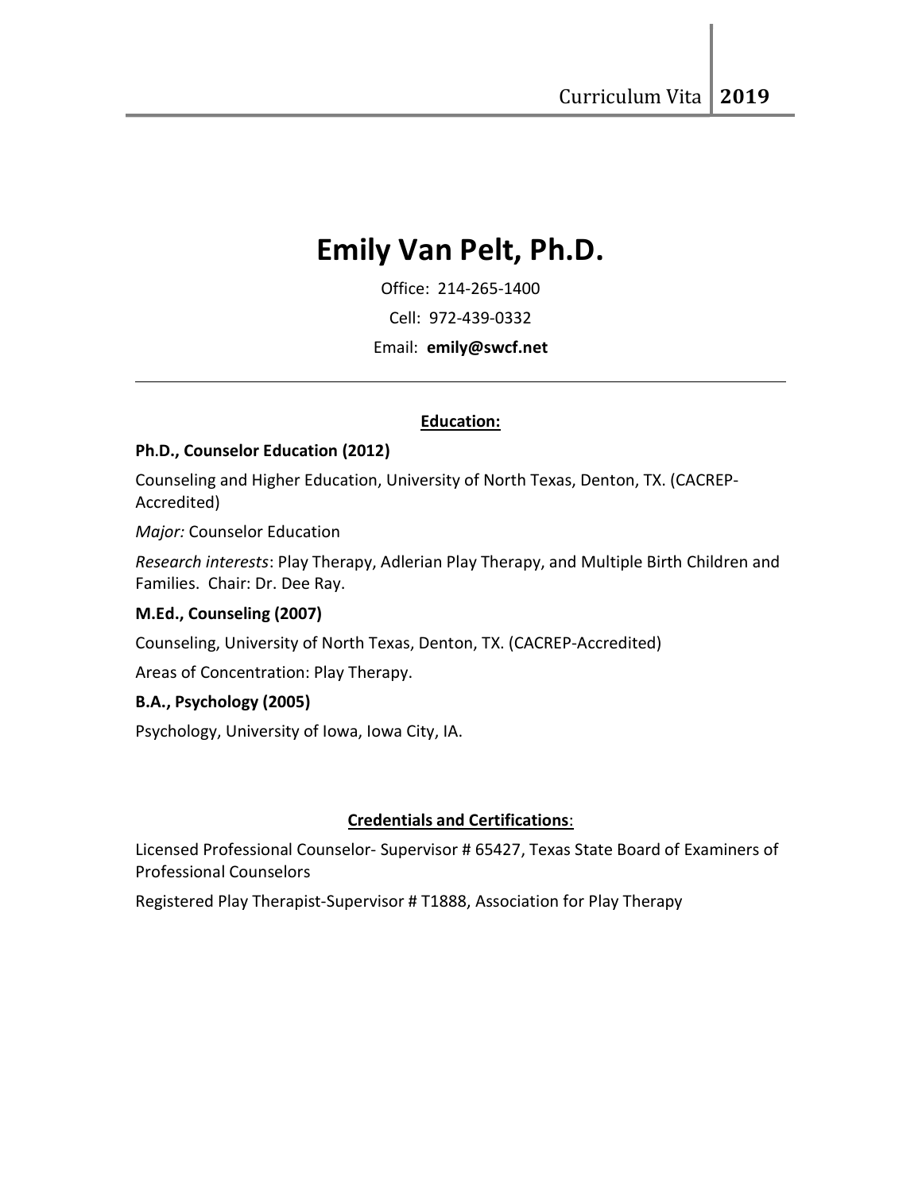# Emily Van Pelt, Ph.D.

Office: 214-265-1400

Cell: 972-439-0332

Email: **emily@swcf.net**

---

## Education:

**Ph.D., Counselor Education (2012)**

Counseling and Higher Education, University of North Texas, Denton, TX. (CACREP-Accredited)

*Major:* Counselor Education

*Research interests*: Play Therapy, Adlerian Play Therapy, and Multiple Birth Children and Families. Chair: Dr. Dee Ray.

**M.Ed., Counseling (2007)**

Counseling, University of North Texas, Denton, TX. (CACREP-Accredited)

Areas of Concentration: Play Therapy.

**B.A., Psychology (2005)**

Psychology, University of Iowa, Iowa City, IA.

## Credentials and Certifications:

Licensed Professional Counselor- Supervisor # 65427, Texas State Board of Examiners of Professional Counselors

Registered Play Therapist-Supervisor # T1888, Association for Play Therapy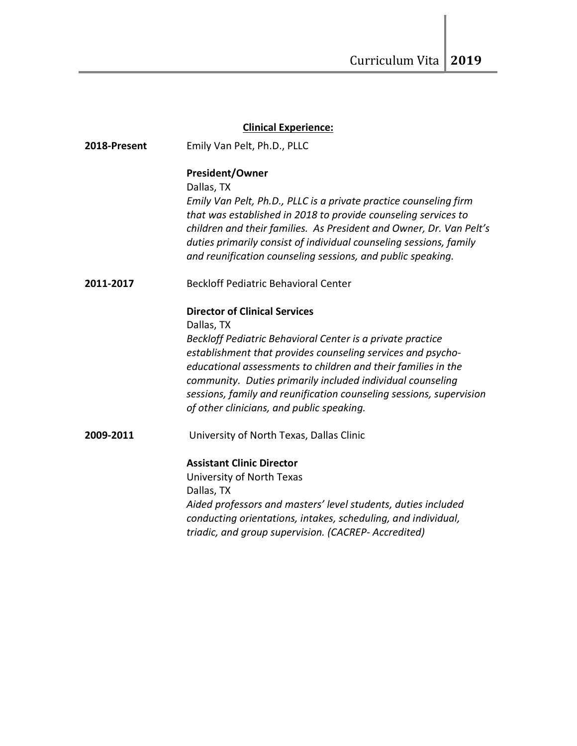## Clinical Experience:

**2018-Present** Emily Van Pelt, Ph.D., PLLC

**President/Owner**
Dallas, TX
*Emily Van Pelt, Ph.D., PLLC is a private practice counseling firm that was established in 2018 to provide counseling services to children and their families. As President and Owner, Dr. Van Pelt's duties primarily consist of individual counseling sessions, family and reunification counseling sessions, and public speaking.*

**2011-2017** Beckloff Pediatric Behavioral Center

**Director of Clinical Services**
Dallas, TX
*Beckloff Pediatric Behavioral Center is a private practice establishment that provides counseling services and psycho-educational assessments to children and their families in the community. Duties primarily included individual counseling sessions, family and reunification counseling sessions, supervision of other clinicians, and public speaking.*

**2009-2011** University of North Texas, Dallas Clinic

**Assistant Clinic Director**
University of North Texas
Dallas, TX
*Aided professors and masters' level students, duties included conducting orientations, intakes, scheduling, and individual, triadic, and group supervision. (CACREP- Accredited)*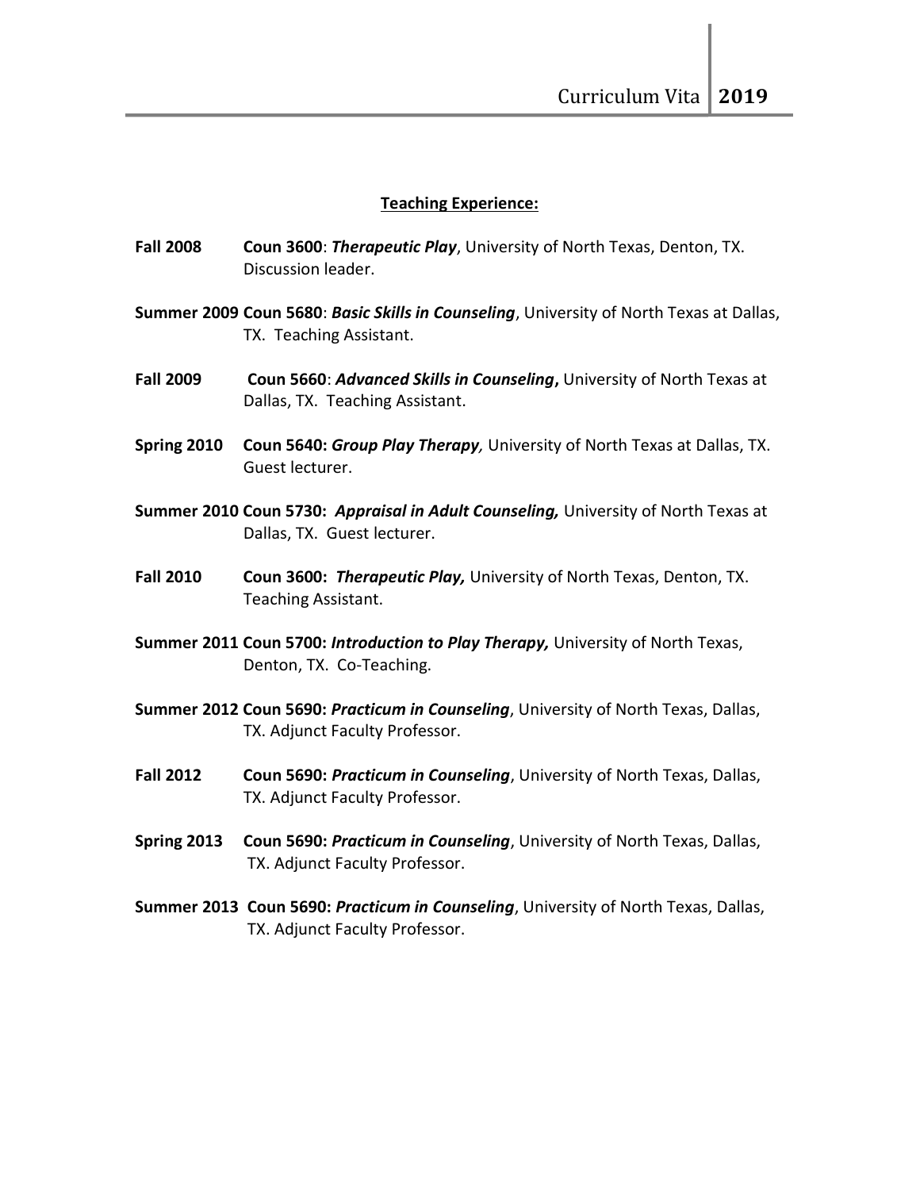## Teaching Experience:

**Fall 2008** **Coun 3600**: ***Therapeutic Play***, University of North Texas, Denton, TX. Discussion leader.

**Summer 2009** **Coun 5680**: ***Basic Skills in Counseling***, University of North Texas at Dallas, TX. Teaching Assistant.

**Fall 2009** **Coun 5660**: ***Advanced Skills in Counseling*****,** University of North Texas at Dallas, TX. Teaching Assistant.

**Spring 2010** **Coun 5640:** ***Group Play Therapy,*** University of North Texas at Dallas, TX. Guest lecturer.

**Summer 2010** **Coun 5730:** ***Appraisal in Adult Counseling,*** University of North Texas at Dallas, TX. Guest lecturer.

**Fall 2010** **Coun 3600:** ***Therapeutic Play,*** University of North Texas, Denton, TX. Teaching Assistant.

**Summer 2011** **Coun 5700:** ***Introduction to Play Therapy,*** University of North Texas, Denton, TX. Co-Teaching.

**Summer 2012** **Coun 5690:** ***Practicum in Counseling***, University of North Texas, Dallas, TX. Adjunct Faculty Professor.

**Fall 2012** **Coun 5690:** ***Practicum in Counseling***, University of North Texas, Dallas, TX. Adjunct Faculty Professor.

**Spring 2013** **Coun 5690:** ***Practicum in Counseling***, University of North Texas, Dallas, TX. Adjunct Faculty Professor.

**Summer 2013** **Coun 5690:** ***Practicum in Counseling***, University of North Texas, Dallas, TX. Adjunct Faculty Professor.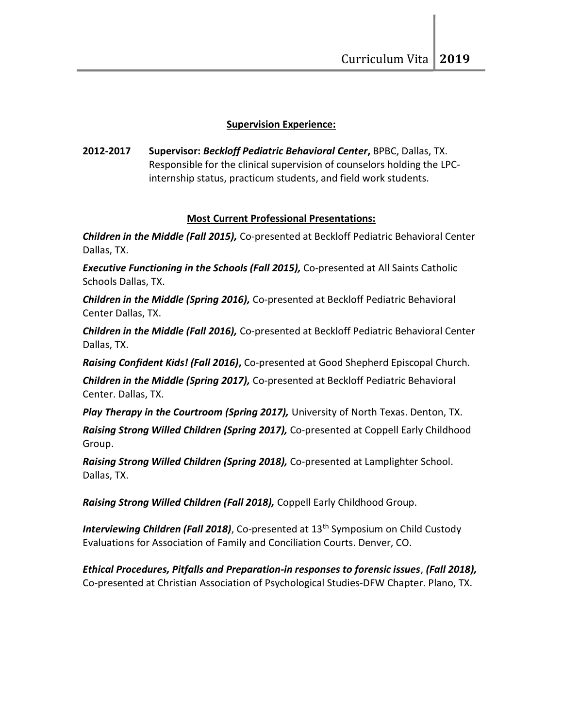## Supervision Experience:

**2012-2017** **Supervisor: *Beckloff Pediatric Behavioral Center*,** BPBC, Dallas, TX. Responsible for the clinical supervision of counselors holding the LPC-internship status, practicum students, and field work students.

## Most Current Professional Presentations:

***Children in the Middle (Fall 2015),*** Co-presented at Beckloff Pediatric Behavioral Center Dallas, TX.

***Executive Functioning in the Schools (Fall 2015),*** Co-presented at All Saints Catholic Schools Dallas, TX.

***Children in the Middle (Spring 2016),*** Co-presented at Beckloff Pediatric Behavioral Center Dallas, TX.

***Children in the Middle (Fall 2016),*** Co-presented at Beckloff Pediatric Behavioral Center Dallas, TX.

***Raising Confident Kids! (Fall 2016)*,** Co-presented at Good Shepherd Episcopal Church.

***Children in the Middle (Spring 2017),*** Co-presented at Beckloff Pediatric Behavioral Center. Dallas, TX.

***Play Therapy in the Courtroom (Spring 2017),*** University of North Texas. Denton, TX.

***Raising Strong Willed Children (Spring 2017),*** Co-presented at Coppell Early Childhood Group.

***Raising Strong Willed Children (Spring 2018),*** Co-presented at Lamplighter School. Dallas, TX.

***Raising Strong Willed Children (Fall 2018),*** Coppell Early Childhood Group.

***Interviewing Children (Fall 2018)***, Co-presented at 13th Symposium on Child Custody Evaluations for Association of Family and Conciliation Courts. Denver, CO.

***Ethical Procedures, Pitfalls and Preparation-in responses to forensic issues***, ***(Fall 2018),*** Co-presented at Christian Association of Psychological Studies-DFW Chapter. Plano, TX.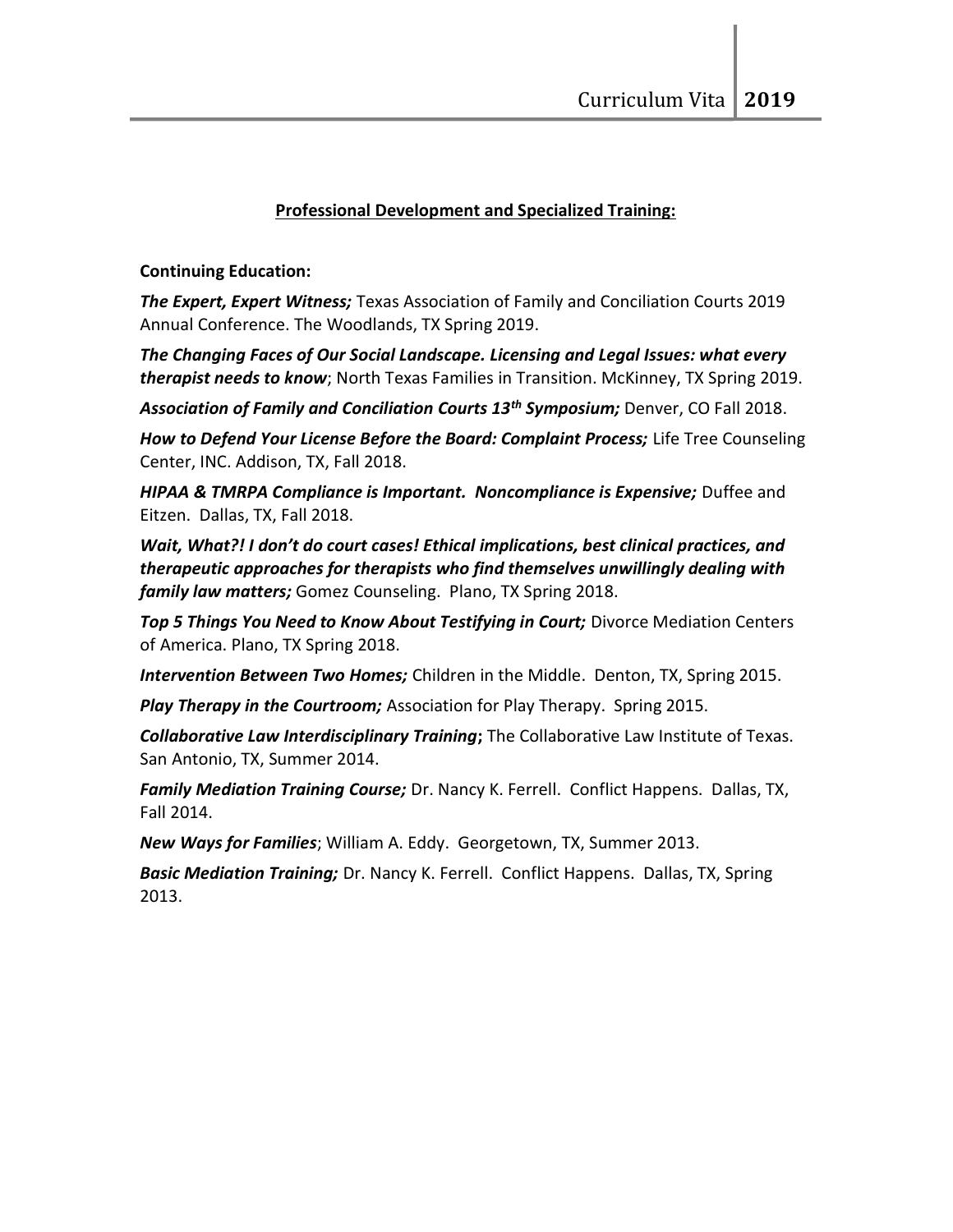## Professional Development and Specialized Training:

**Continuing Education:**

***The Expert, Expert Witness;*** Texas Association of Family and Conciliation Courts 2019 Annual Conference. The Woodlands, TX Spring 2019.

***The Changing Faces of Our Social Landscape. Licensing and Legal Issues: what every therapist needs to know***; North Texas Families in Transition. McKinney, TX Spring 2019.

***Association of Family and Conciliation Courts 13th Symposium;*** Denver, CO Fall 2018.

***How to Defend Your License Before the Board: Complaint Process;*** Life Tree Counseling Center, INC. Addison, TX, Fall 2018.

***HIPAA & TMRPA Compliance is Important. Noncompliance is Expensive;*** Duffee and Eitzen. Dallas, TX, Fall 2018.

***Wait, What?! I don't do court cases! Ethical implications, best clinical practices, and therapeutic approaches for therapists who find themselves unwillingly dealing with family law matters;*** Gomez Counseling. Plano, TX Spring 2018.

***Top 5 Things You Need to Know About Testifying in Court;*** Divorce Mediation Centers of America. Plano, TX Spring 2018.

***Intervention Between Two Homes;*** Children in the Middle. Denton, TX, Spring 2015.

***Play Therapy in the Courtroom;*** Association for Play Therapy. Spring 2015.

***Collaborative Law Interdisciplinary Training*;** The Collaborative Law Institute of Texas. San Antonio, TX, Summer 2014.

***Family Mediation Training Course;*** Dr. Nancy K. Ferrell. Conflict Happens. Dallas, TX, Fall 2014.

***New Ways for Families***; William A. Eddy. Georgetown, TX, Summer 2013.

***Basic Mediation Training;*** Dr. Nancy K. Ferrell. Conflict Happens. Dallas, TX, Spring 2013.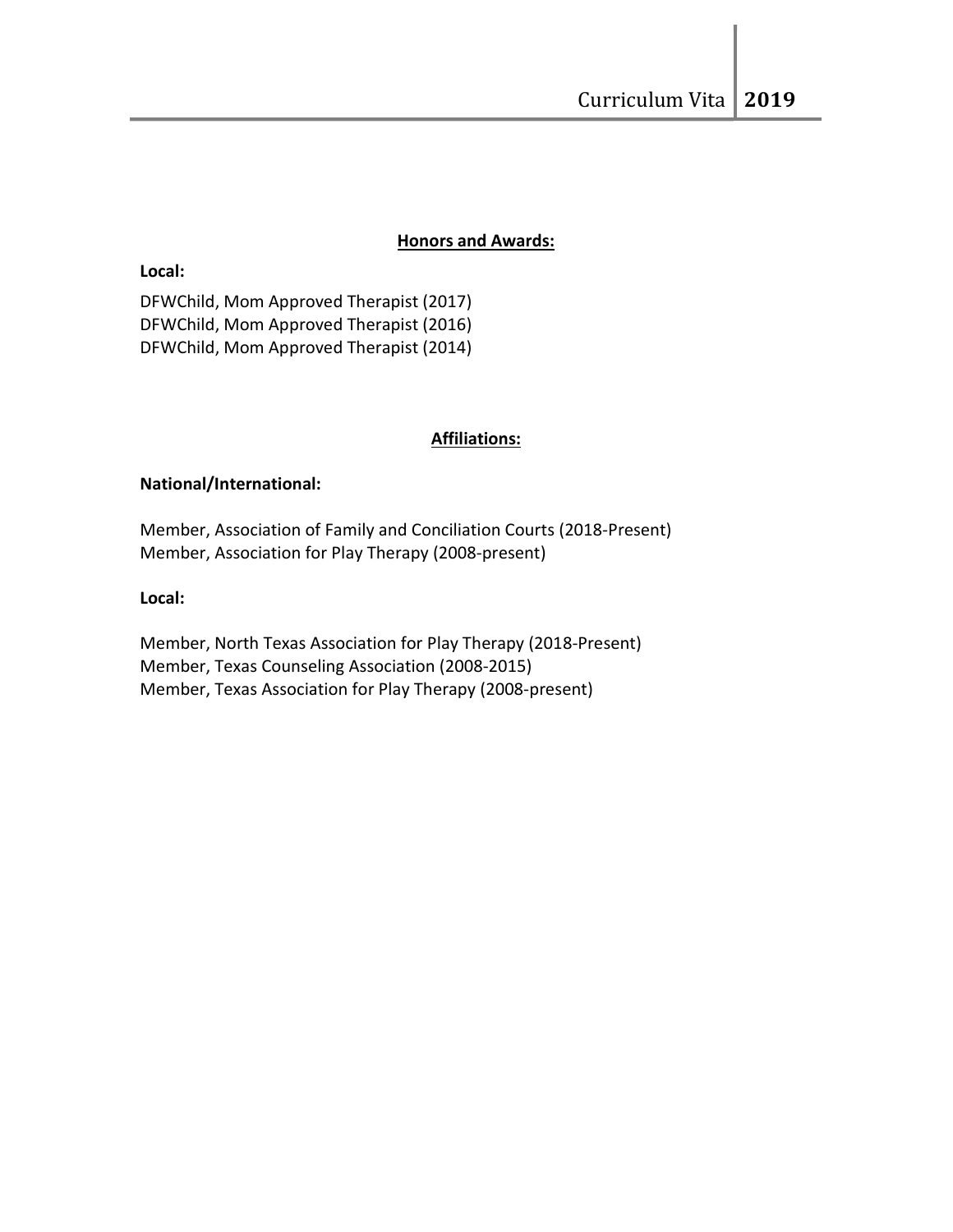## Honors and Awards:

**Local:**

DFWChild, Mom Approved Therapist (2017)
DFWChild, Mom Approved Therapist (2016)
DFWChild, Mom Approved Therapist (2014)

## Affiliations:

**National/International:**

Member, Association of Family and Conciliation Courts (2018-Present)
Member, Association for Play Therapy (2008-present)

**Local:**

Member, North Texas Association for Play Therapy (2018-Present)
Member, Texas Counseling Association (2008-2015)
Member, Texas Association for Play Therapy (2008-present)